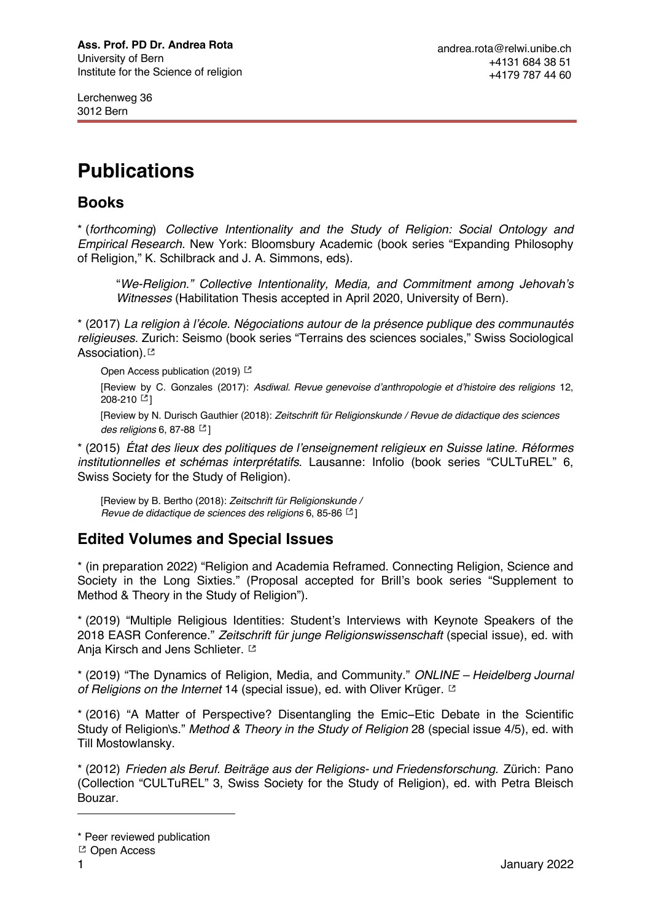**Ass. Prof. PD Dr. Andrea Rota**
University of Bern
Institute for the Science of religion

Lerchenweg 36
3012 Bern

andrea.rota@relwi.unibe.ch
+4131 684 38 51
+4179 787 44 60

# Publications

## Books

* (*forthcoming*) *Collective Intentionality and the Study of Religion: Social Ontology and Empirical Research*. New York: Bloomsbury Academic (book series "Expanding Philosophy of Religion," K. Schilbrack and J. A. Simmons, eds).

> "*We-Religion." Collective Intentionality, Media, and Commitment among Jehovah's Witnesses* (Habilitation Thesis accepted in April 2020, University of Bern).

* (2017) *La religion à l'école. Négociations autour de la présence publique des communautés religieuses*. Zurich: Seismo (book series "Terrains des sciences sociales," Swiss Sociological Association). ↗

> Open Access publication (2019) ↗
>
> [Review by C. Gonzales (2017): *Asdiwal. Revue genevoise d'anthropologie et d'histoire des religions* 12, 208-210 ↗]
>
> [Review by N. Durisch Gauthier (2018): *Zeitschrift für Religionskunde / Revue de didactique des sciences des religions* 6, 87-88 ↗]

* (2015) *État des lieux des politiques de l'enseignement religieux en Suisse latine. Réformes institutionnelles et schémas interprétatifs*. Lausanne: Infolio (book series "CULTuREL" 6, Swiss Society for the Study of Religion).

> [Review by B. Bertho (2018): *Zeitschrift für Religionskunde / Revue de didactique de sciences des religions* 6, 85-86 ↗]

## Edited Volumes and Special Issues

* (in preparation 2022) "Religion and Academia Reframed. Connecting Religion, Science and Society in the Long Sixties." (Proposal accepted for Brill's book series "Supplement to Method & Theory in the Study of Religion").

* (2019) "Multiple Religious Identities: Student's Interviews with Keynote Speakers of the 2018 EASR Conference." *Zeitschrift für junge Religionswissenschaft* (special issue), ed. with Anja Kirsch and Jens Schlieter. ↗

* (2019) "The Dynamics of Religion, Media, and Community." *ONLINE – Heidelberg Journal of Religions on the Internet* 14 (special issue), ed. with Oliver Krüger. ↗

* (2016) "A Matter of Perspective? Disentangling the Emic–Etic Debate in the Scientific Study of Religion\s." *Method & Theory in the Study of Religion* 28 (special issue 4/5), ed. with Till Mostowlansky.

* (2012) *Frieden als Beruf. Beiträge aus der Religions- und Friedensforschung*. Zürich: Pano (Collection "CULTuREL" 3, Swiss Society for the Study of Religion), ed. with Petra Bleisch Bouzar.

---

* Peer reviewed publication
↗ Open Access

January 2022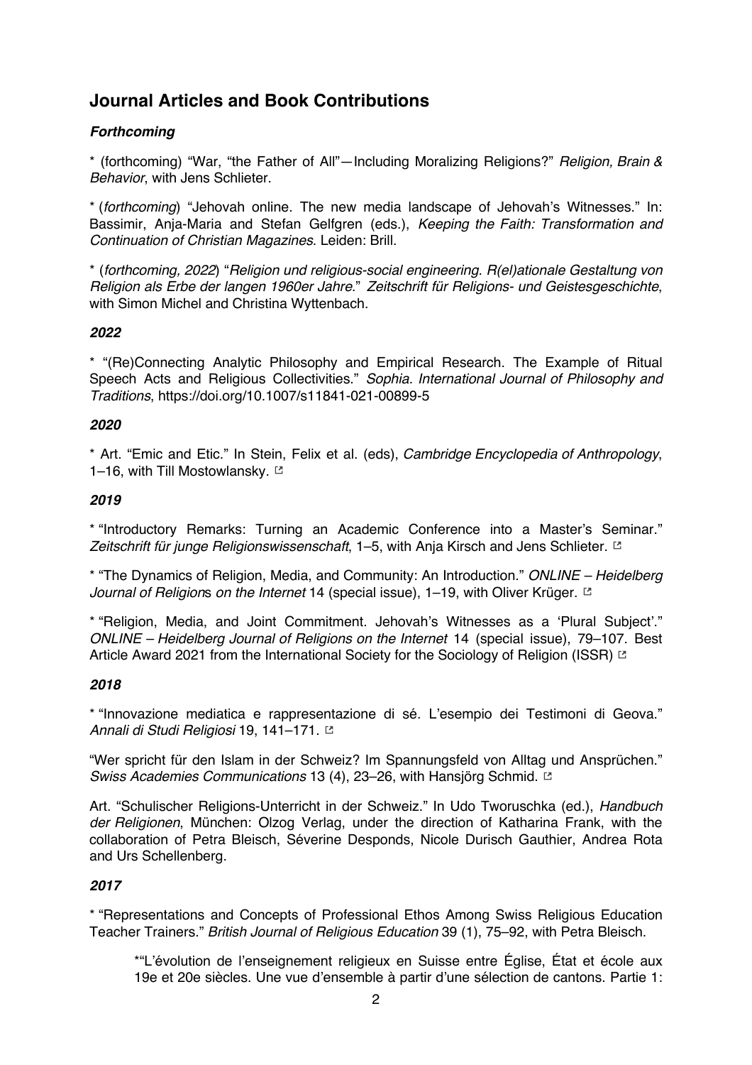## Journal Articles and Book Contributions

### *Forthcoming*

* (forthcoming) "War, "the Father of All"—Including Moralizing Religions?" *Religion, Brain & Behavior*, with Jens Schlieter.

* (*forthcoming*) "Jehovah online. The new media landscape of Jehovah's Witnesses." In: Bassimir, Anja-Maria and Stefan Gelfgren (eds.), *Keeping the Faith: Transformation and Continuation of Christian Magazines*. Leiden: Brill.

* (*forthcoming, 2022*) "*Religion und religious-social engineering. R(el)ationale Gestaltung von Religion als Erbe der langen 1960er Jahre.*" *Zeitschrift für Religions- und Geistesgeschichte*, with Simon Michel and Christina Wyttenbach.

### *2022*

* "(Re)Connecting Analytic Philosophy and Empirical Research. The Example of Ritual Speech Acts and Religious Collectivities." *Sophia. International Journal of Philosophy and Traditions*, https://doi.org/10.1007/s11841-021-00899-5

### *2020*

* Art. "Emic and Etic." In Stein, Felix et al. (eds), *Cambridge Encyclopedia of Anthropology*, 1–16, with Till Mostowlansky.

### *2019*

* "Introductory Remarks: Turning an Academic Conference into a Master's Seminar." *Zeitschrift für junge Religionswissenschaft*, 1–5, with Anja Kirsch and Jens Schlieter.

* "The Dynamics of Religion, Media, and Community: An Introduction." *ONLINE – Heidelberg Journal of Religions on the Internet* 14 (special issue), 1–19, with Oliver Krüger.

* "Religion, Media, and Joint Commitment. Jehovah's Witnesses as a 'Plural Subject'." *ONLINE – Heidelberg Journal of Religions on the Internet* 14 (special issue), 79–107. Best Article Award 2021 from the International Society for the Sociology of Religion (ISSR)

### *2018*

* "Innovazione mediatica e rappresentazione di sé. L'esempio dei Testimoni di Geova." *Annali di Studi Religiosi* 19, 141–171.

"Wer spricht für den Islam in der Schweiz? Im Spannungsfeld von Alltag und Ansprüchen." *Swiss Academies Communications* 13 (4), 23–26, with Hansjörg Schmid.

Art. "Schulischer Religions-Unterricht in der Schweiz." In Udo Tworuschka (ed.), *Handbuch der Religionen*, München: Olzog Verlag, under the direction of Katharina Frank, with the collaboration of Petra Bleisch, Séverine Desponds, Nicole Durisch Gauthier, Andrea Rota and Urs Schellenberg.

### *2017*

* "Representations and Concepts of Professional Ethos Among Swiss Religious Education Teacher Trainers." *British Journal of Religious Education* 39 (1), 75–92, with Petra Bleisch.

*"L'évolution de l'enseignement religieux en Suisse entre Église, État et école aux 19e et 20e siècles. Une vue d'ensemble à partir d'une sélection de cantons. Partie 1: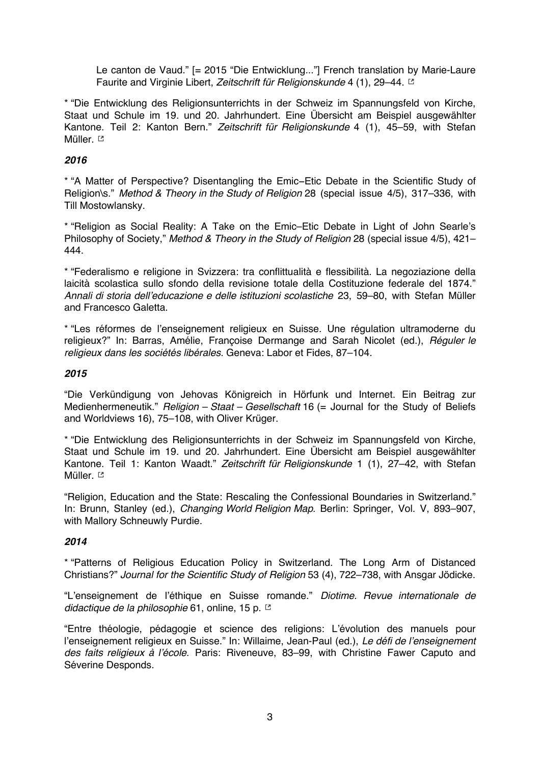Le canton de Vaud." [= 2015 "Die Entwicklung..."] French translation by Marie-Laure Faurite and Virginie Libert, *Zeitschrift für Religionskunde* 4 (1), 29–44. ↗

* "Die Entwicklung des Religionsunterrichts in der Schweiz im Spannungsfeld von Kirche, Staat und Schule im 19. und 20. Jahrhundert. Eine Übersicht am Beispiel ausgewählter Kantone. Teil 2: Kanton Bern." *Zeitschrift für Religionskunde* 4 (1), 45–59, with Stefan Müller. ↗

***2016***

* "A Matter of Perspective? Disentangling the Emic–Etic Debate in the Scientific Study of Religion\s." *Method & Theory in the Study of Religion* 28 (special issue 4/5), 317–336, with Till Mostowlansky.

* "Religion as Social Reality: A Take on the Emic–Etic Debate in Light of John Searle's Philosophy of Society," *Method & Theory in the Study of Religion* 28 (special issue 4/5), 421–444.

* "Federalismo e religione in Svizzera: tra conflittualità e flessibilità. La negoziazione della laicità scolastica sullo sfondo della revisione totale della Costituzione federale del 1874." *Annali di storia dell'educazione e delle istituzioni scolastiche* 23, 59–80, with Stefan Müller and Francesco Galetta.

* "Les réformes de l'enseignement religieux en Suisse. Une régulation ultramoderne du religieux?" In: Barras, Amélie, Françoise Dermange and Sarah Nicolet (ed.), *Réguler le religieux dans les sociétés libérales*. Geneva: Labor et Fides, 87–104.

***2015***

"Die Verkündigung von Jehovas Königreich in Hörfunk und Internet. Ein Beitrag zur Medienhermeneutik." *Religion – Staat – Gesellschaft* 16 (= Journal for the Study of Beliefs and Worldviews 16), 75–108, with Oliver Krüger.

* "Die Entwicklung des Religionsunterrichts in der Schweiz im Spannungsfeld von Kirche, Staat und Schule im 19. und 20. Jahrhundert. Eine Übersicht am Beispiel ausgewählter Kantone. Teil 1: Kanton Waadt." *Zeitschrift für Religionskunde* 1 (1), 27–42, with Stefan Müller. ↗

"Religion, Education and the State: Rescaling the Confessional Boundaries in Switzerland." In: Brunn, Stanley (ed.), *Changing World Religion Map*. Berlin: Springer, Vol. V, 893–907, with Mallory Schneuwly Purdie.

***2014***

* "Patterns of Religious Education Policy in Switzerland. The Long Arm of Distanced Christians?" *Journal for the Scientific Study of Religion* 53 (4), 722–738, with Ansgar Jödicke.

"L'enseignement de l'éthique en Suisse romande." *Diotime. Revue internationale de didactique de la philosophie* 61, online, 15 p. ↗

"Entre théologie, pédagogie et science des religions: L'évolution des manuels pour l'enseignement religieux en Suisse." In: Willaime, Jean-Paul (ed.), *Le défi de l'enseignement des faits religieux à l'école*. Paris: Riveneuve, 83–99, with Christine Fawer Caputo and Séverine Desponds.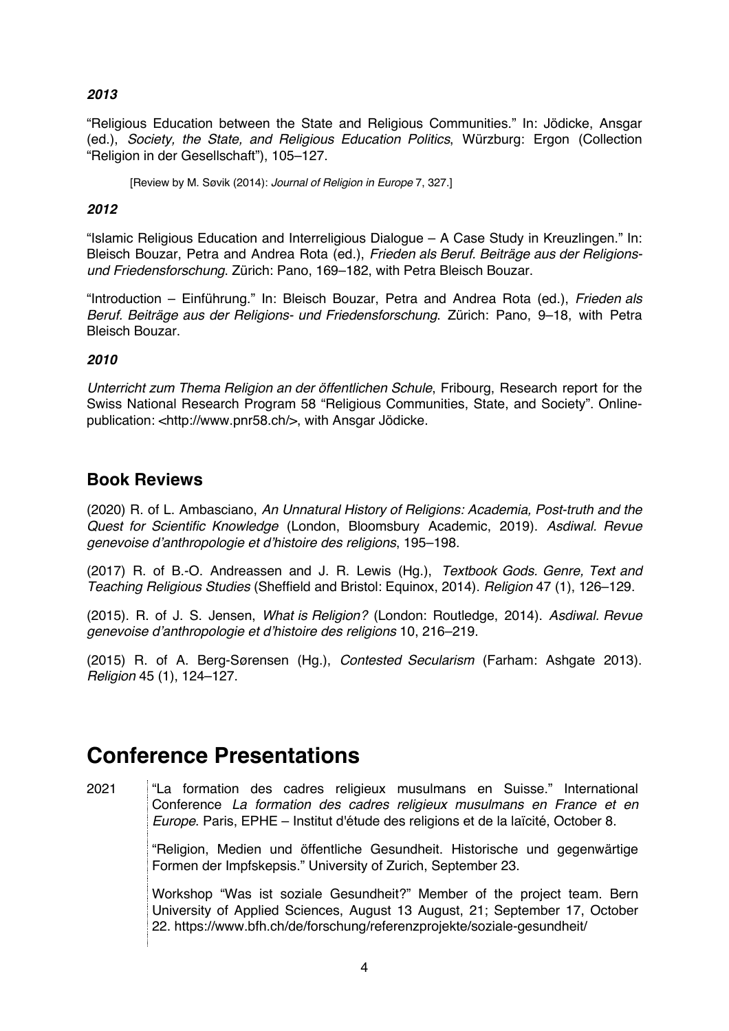***2013***

“Religious Education between the State and Religious Communities.” In: Jödicke, Ansgar (ed.), *Society, the State, and Religious Education Politics*, Würzburg: Ergon (Collection “Religion in der Gesellschaft”), 105–127.

[Review by M. Søvik (2014): *Journal of Religion in Europe* 7, 327.]

***2012***

“Islamic Religious Education and Interreligious Dialogue – A Case Study in Kreuzlingen.” In: Bleisch Bouzar, Petra and Andrea Rota (ed.), *Frieden als Beruf. Beiträge aus der Religions- und Friedensforschung*. Zürich: Pano, 169–182, with Petra Bleisch Bouzar.

“Introduction – Einführung.” In: Bleisch Bouzar, Petra and Andrea Rota (ed.), *Frieden als Beruf. Beiträge aus der Religions- und Friedensforschung*. Zürich: Pano, 9–18, with Petra Bleisch Bouzar.

***2010***

*Unterricht zum Thema Religion an der öffentlichen Schule*, Fribourg, Research report for the Swiss National Research Program 58 “Religious Communities, State, and Society”. Online-publication: <http://www.pnr58.ch/>, with Ansgar Jödicke.

## Book Reviews

(2020) R. of L. Ambasciano, *An Unnatural History of Religions: Academia, Post-truth and the Quest for Scientific Knowledge* (London, Bloomsbury Academic, 2019). *Asdiwal. Revue genevoise d'anthropologie et d'histoire des religions*, 195–198.

(2017) R. of B.-O. Andreassen and J. R. Lewis (Hg.), *Textbook Gods. Genre, Text and Teaching Religious Studies* (Sheffield and Bristol: Equinox, 2014). *Religion* 47 (1), 126–129.

(2015). R. of J. S. Jensen, *What is Religion?* (London: Routledge, 2014). *Asdiwal. Revue genevoise d'anthropologie et d'histoire des religions* 10, 216–219.

(2015) R. of A. Berg-Sørensen (Hg.), *Contested Secularism* (Farham: Ashgate 2013). *Religion* 45 (1), 124–127.

# Conference Presentations

2021

“La formation des cadres religieux musulmans en Suisse.” International Conference *La formation des cadres religieux musulmans en France et en Europe*. Paris, EPHE – Institut d'étude des religions et de la laïcité, October 8.

“Religion, Medien und öffentliche Gesundheit. Historische und gegenwärtige Formen der Impfskepsis.” University of Zurich, September 23.

Workshop “Was ist soziale Gesundheit?” Member of the project team. Bern University of Applied Sciences, August 13 August, 21; September 17, October 22. https://www.bfh.ch/de/forschung/referenzprojekte/soziale-gesundheit/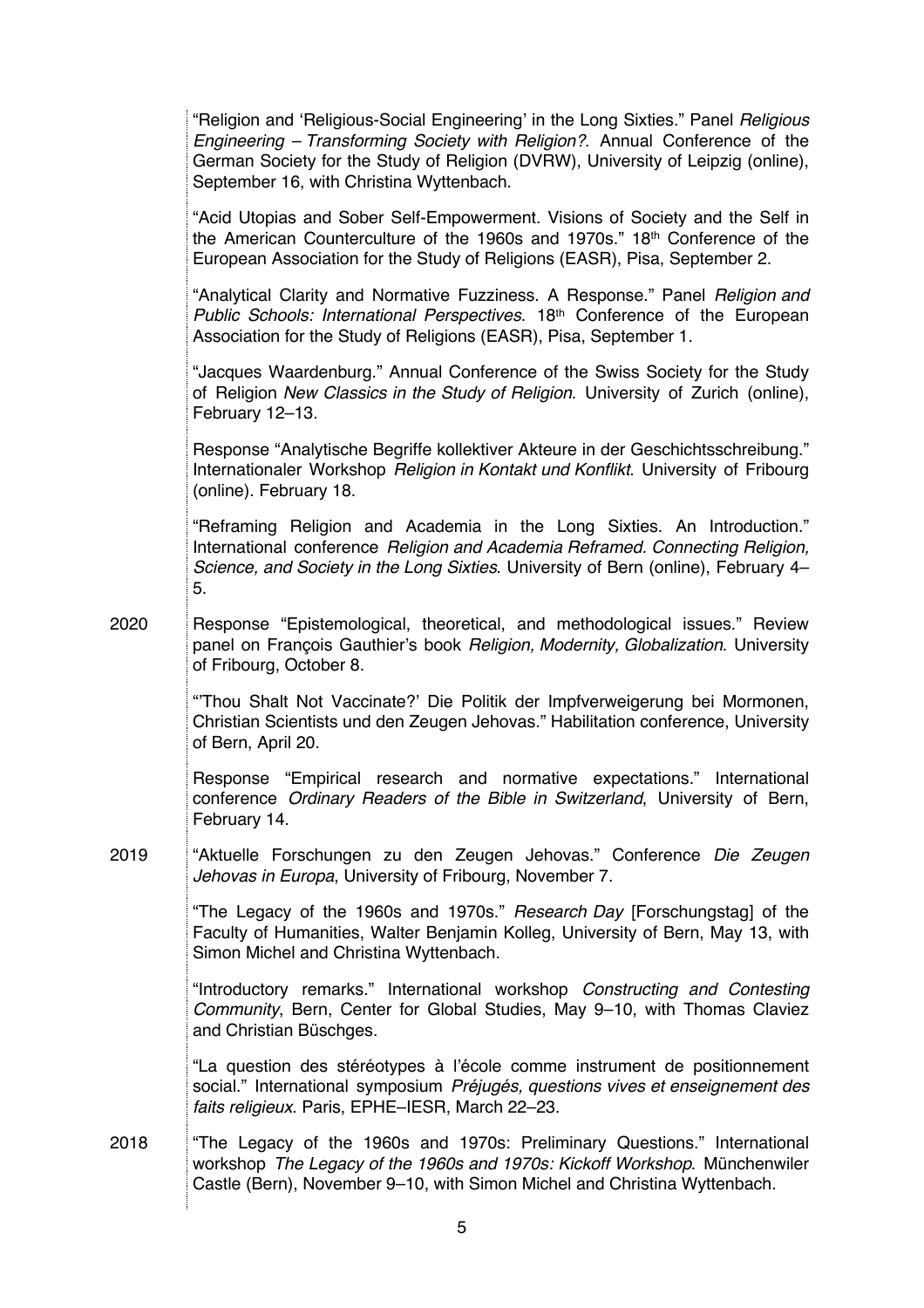“Religion and ‘Religious-Social Engineering’ in the Long Sixties.” Panel *Religious Engineering – Transforming Society with Religion?*. Annual Conference of the German Society for the Study of Religion (DVRW), University of Leipzig (online), September 16, with Christina Wyttenbach.

“Acid Utopias and Sober Self-Empowerment. Visions of Society and the Self in the American Counterculture of the 1960s and 1970s.” 18th Conference of the European Association for the Study of Religions (EASR), Pisa, September 2.

“Analytical Clarity and Normative Fuzziness. A Response.” Panel *Religion and Public Schools: International Perspectives*. 18th Conference of the European Association for the Study of Religions (EASR), Pisa, September 1.

“Jacques Waardenburg.” Annual Conference of the Swiss Society for the Study of Religion *New Classics in the Study of Religion*. University of Zurich (online), February 12–13.

Response “Analytische Begriffe kollektiver Akteure in der Geschichtsschreibung.” Internationaler Workshop *Religion in Kontakt und Konflikt*. University of Fribourg (online). February 18.

“Reframing Religion and Academia in the Long Sixties. An Introduction.” International conference *Religion and Academia Reframed. Connecting Religion, Science, and Society in the Long Sixties*. University of Bern (online), February 4–5.

**2020**

Response “Epistemological, theoretical, and methodological issues.” Review panel on François Gauthier’s book *Religion, Modernity, Globalization*. University of Fribourg, October 8.

“‘Thou Shalt Not Vaccinate?’ Die Politik der Impfverweigerung bei Mormonen, Christian Scientists und den Zeugen Jehovas.” Habilitation conference, University of Bern, April 20.

Response “Empirical research and normative expectations.” International conference *Ordinary Readers of the Bible in Switzerland*, University of Bern, February 14.

**2019**

“Aktuelle Forschungen zu den Zeugen Jehovas.” Conference *Die Zeugen Jehovas in Europa*, University of Fribourg, November 7.

“The Legacy of the 1960s and 1970s.” *Research Day* [Forschungstag] of the Faculty of Humanities, Walter Benjamin Kolleg, University of Bern, May 13, with Simon Michel and Christina Wyttenbach.

“Introductory remarks.” International workshop *Constructing and Contesting Community*, Bern, Center for Global Studies, May 9–10, with Thomas Claviez and Christian Büschges.

“La question des stéréotypes à l’école comme instrument de positionnement social.” International symposium *Préjugés, questions vives et enseignement des faits religieux*. Paris, EPHE–IESR, March 22–23.

**2018**

“The Legacy of the 1960s and 1970s: Preliminary Questions.” International workshop *The Legacy of the 1960s and 1970s: Kickoff Workshop*. Münchenwiler Castle (Bern), November 9–10, with Simon Michel and Christina Wyttenbach.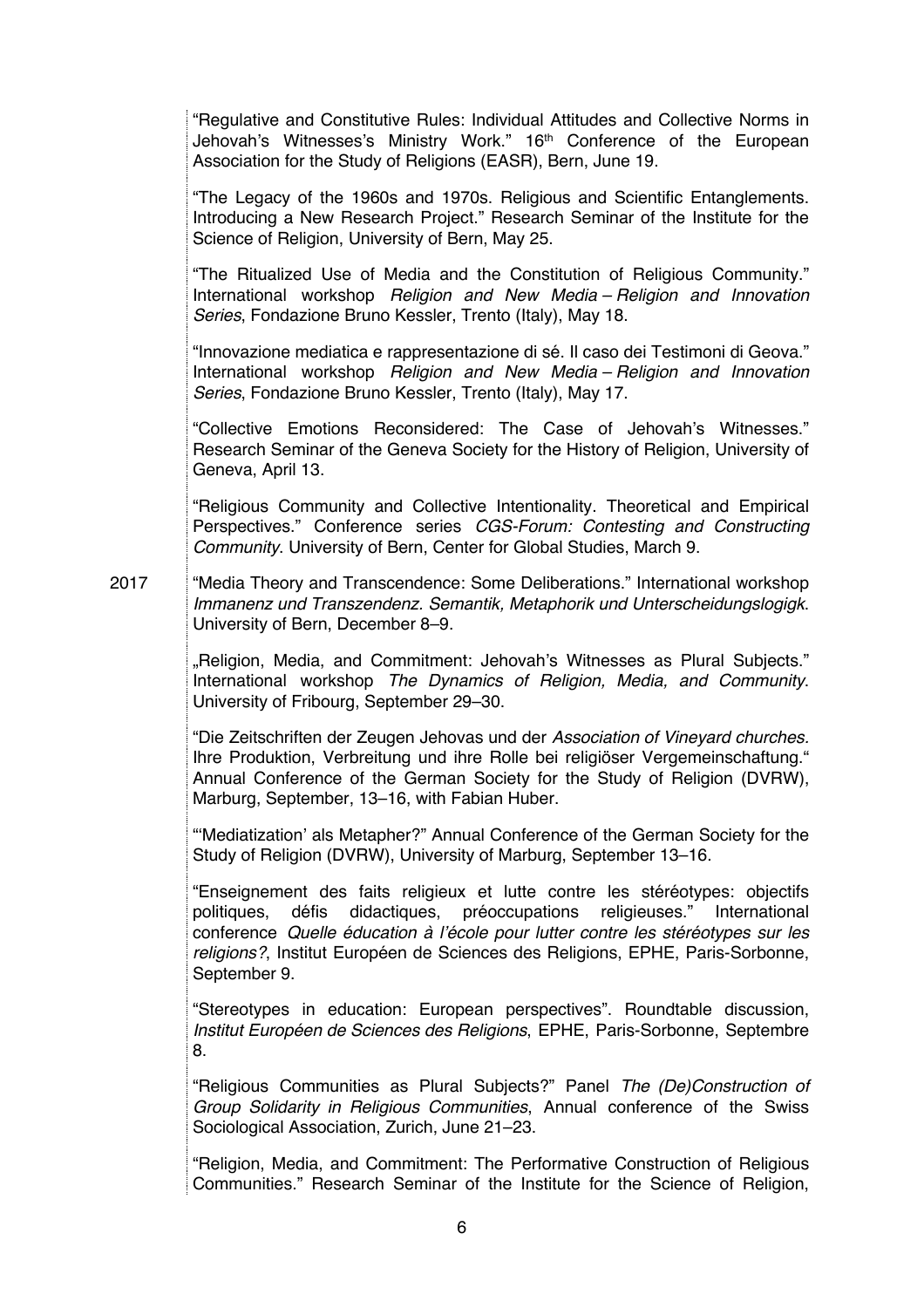"Regulative and Constitutive Rules: Individual Attitudes and Collective Norms in Jehovah's Witnesses's Ministry Work." 16th Conference of the European Association for the Study of Religions (EASR), Bern, June 19.

"The Legacy of the 1960s and 1970s. Religious and Scientific Entanglements. Introducing a New Research Project." Research Seminar of the Institute for the Science of Religion, University of Bern, May 25.

"The Ritualized Use of Media and the Constitution of Religious Community." International workshop *Religion and New Media – Religion and Innovation Series*, Fondazione Bruno Kessler, Trento (Italy), May 18.

"Innovazione mediatica e rappresentazione di sé. Il caso dei Testimoni di Geova." International workshop *Religion and New Media – Religion and Innovation Series*, Fondazione Bruno Kessler, Trento (Italy), May 17.

"Collective Emotions Reconsidered: The Case of Jehovah's Witnesses." Research Seminar of the Geneva Society for the History of Religion, University of Geneva, April 13.

"Religious Community and Collective Intentionality. Theoretical and Empirical Perspectives." Conference series *CGS-Forum: Contesting and Constructing Community*. University of Bern, Center for Global Studies, March 9.

2017

"Media Theory and Transcendence: Some Deliberations." International workshop *Immanenz und Transzendenz. Semantik, Metaphorik und Unterscheidungslogigk*. University of Bern, December 8–9.

„Religion, Media, and Commitment: Jehovah's Witnesses as Plural Subjects." International workshop *The Dynamics of Religion, Media, and Community*. University of Fribourg, September 29–30.

"Die Zeitschriften der Zeugen Jehovas und der *Association of Vineyard churches.* Ihre Produktion, Verbreitung und ihre Rolle bei religiöser Vergemeinschaftung." Annual Conference of the German Society for the Study of Religion (DVRW), Marburg, September, 13–16, with Fabian Huber.

"'Mediatization' als Metapher?" Annual Conference of the German Society for the Study of Religion (DVRW), University of Marburg, September 13–16.

"Enseignement des faits religieux et lutte contre les stéréotypes: objectifs politiques, défis didactiques, préoccupations religieuses." International conference *Quelle éducation à l'école pour lutter contre les stéréotypes sur les religions?*, Institut Européen de Sciences des Religions, EPHE, Paris-Sorbonne, September 9.

"Stereotypes in education: European perspectives". Roundtable discussion, *Institut Européen de Sciences des Religions*, EPHE, Paris-Sorbonne, Septembre 8.

"Religious Communities as Plural Subjects?" Panel *The (De)Construction of Group Solidarity in Religious Communities*, Annual conference of the Swiss Sociological Association, Zurich, June 21–23.

"Religion, Media, and Commitment: The Performative Construction of Religious Communities." Research Seminar of the Institute for the Science of Religion,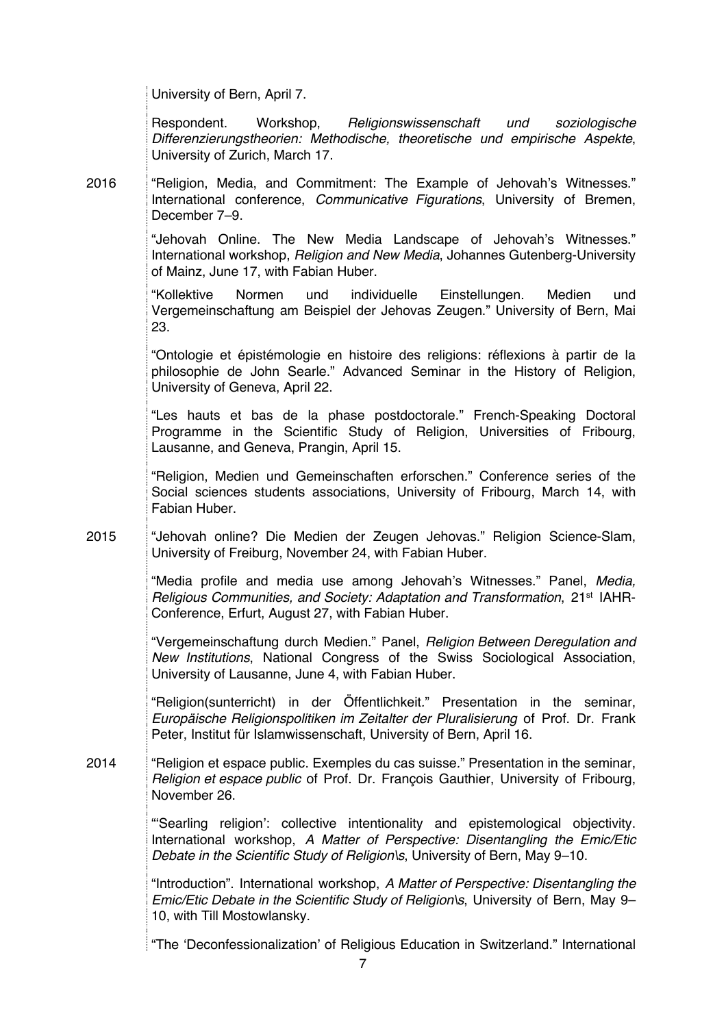University of Bern, April 7.

Respondent. Workshop, *Religionswissenschaft und soziologische Differenzierungstheorien: Methodische, theoretische und empirische Aspekte*, University of Zurich, March 17.

**2016**

"Religion, Media, and Commitment: The Example of Jehovah's Witnesses." International conference, *Communicative Figurations*, University of Bremen, December 7–9.

"Jehovah Online. The New Media Landscape of Jehovah's Witnesses." International workshop, *Religion and New Media*, Johannes Gutenberg-University of Mainz, June 17, with Fabian Huber.

"Kollektive Normen und individuelle Einstellungen. Medien und Vergemeinschaftung am Beispiel der Jehovas Zeugen." University of Bern, Mai 23.

"Ontologie et épistémologie en histoire des religions: réflexions à partir de la philosophie de John Searle." Advanced Seminar in the History of Religion, University of Geneva, April 22.

"Les hauts et bas de la phase postdoctorale." French-Speaking Doctoral Programme in the Scientific Study of Religion, Universities of Fribourg, Lausanne, and Geneva, Prangin, April 15.

"Religion, Medien und Gemeinschaften erforschen." Conference series of the Social sciences students associations, University of Fribourg, March 14, with Fabian Huber.

**2015**

"Jehovah online? Die Medien der Zeugen Jehovas." Religion Science-Slam, University of Freiburg, November 24, with Fabian Huber.

"Media profile and media use among Jehovah's Witnesses." Panel, *Media, Religious Communities, and Society: Adaptation and Transformation*, 21st IAHR-Conference, Erfurt, August 27, with Fabian Huber.

"Vergemeinschaftung durch Medien." Panel, *Religion Between Deregulation and New Institutions*, National Congress of the Swiss Sociological Association, University of Lausanne, June 4, with Fabian Huber.

"Religion(sunterricht) in der Öffentlichkeit." Presentation in the seminar, *Europäische Religionspolitiken im Zeitalter der Pluralisierung* of Prof. Dr. Frank Peter, Institut für Islamwissenschaft, University of Bern, April 16.

**2014**

"Religion et espace public. Exemples du cas suisse." Presentation in the seminar, *Religion et espace public* of Prof. Dr. François Gauthier, University of Fribourg, November 26.

"'Searling religion': collective intentionality and epistemological objectivity. International workshop, *A Matter of Perspective: Disentangling the Emic/Etic Debate in the Scientific Study of Religion\s*, University of Bern, May 9–10.

"Introduction". International workshop, *A Matter of Perspective: Disentangling the Emic/Etic Debate in the Scientific Study of Religion\s*, University of Bern, May 9–10, with Till Mostowlansky.

"The 'Deconfessionalization' of Religious Education in Switzerland." International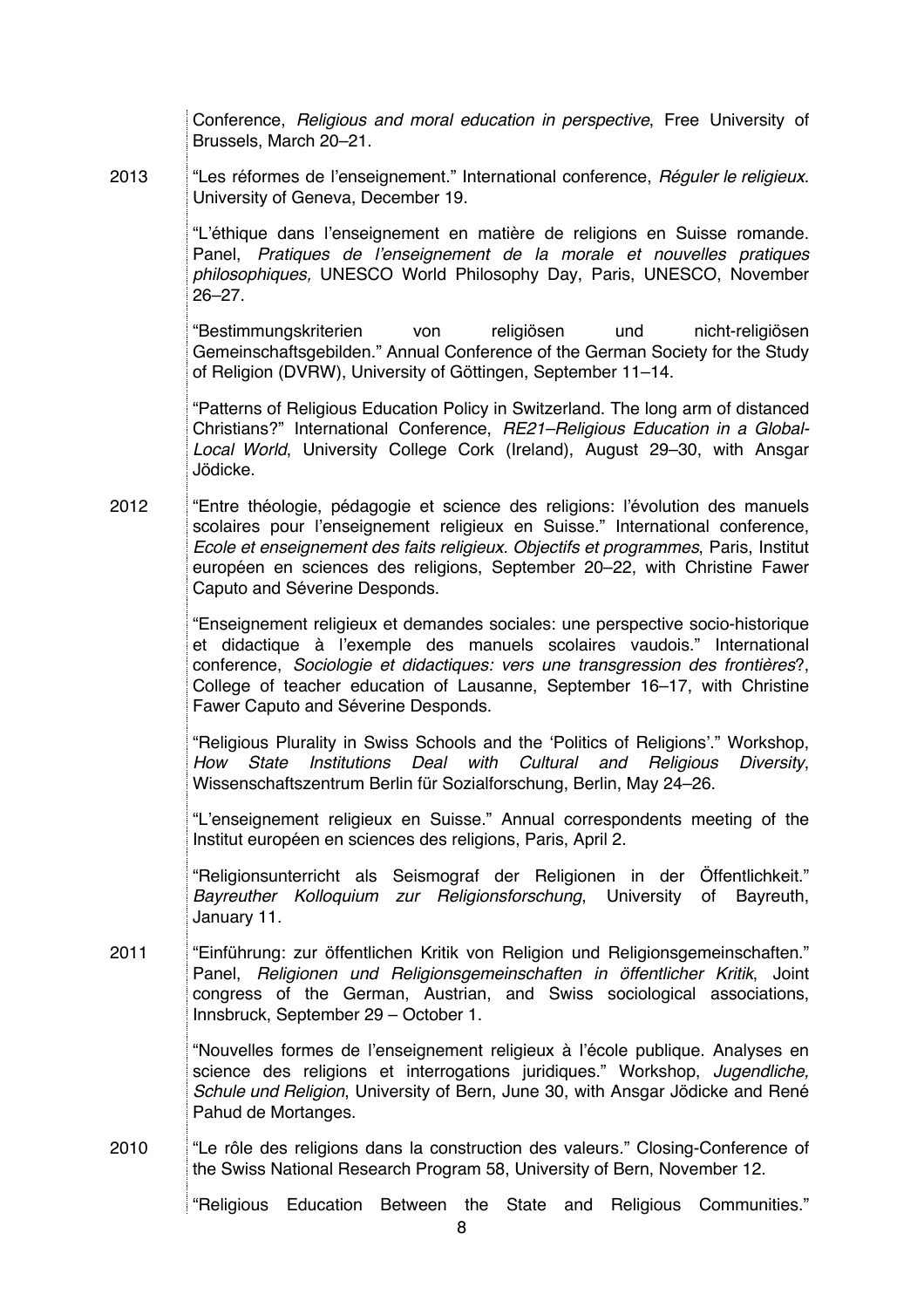Conference, *Religious and moral education in perspective*, Free University of Brussels, March 20–21.

**2013**

"Les réformes de l'enseignement." International conference, *Réguler le religieux*. University of Geneva, December 19.

"L'éthique dans l'enseignement en matière de religions en Suisse romande. Panel, *Pratiques de l'enseignement de la morale et nouvelles pratiques philosophiques,* UNESCO World Philosophy Day, Paris, UNESCO, November 26–27.

"Bestimmungskriterien von religiösen und nicht-religiösen Gemeinschaftsgebilden." Annual Conference of the German Society for the Study of Religion (DVRW), University of Göttingen, September 11–14.

"Patterns of Religious Education Policy in Switzerland. The long arm of distanced Christians?" International Conference, *RE21–Religious Education in a Global-Local World*, University College Cork (Ireland), August 29–30, with Ansgar Jödicke.

**2012**

"Entre théologie, pédagogie et science des religions: l'évolution des manuels scolaires pour l'enseignement religieux en Suisse." International conference, *Ecole et enseignement des faits religieux. Objectifs et programmes*, Paris, Institut européen en sciences des religions, September 20–22, with Christine Fawer Caputo and Séverine Desponds.

"Enseignement religieux et demandes sociales: une perspective socio-historique et didactique à l'exemple des manuels scolaires vaudois." International conference, *Sociologie et didactiques: vers une transgression des frontières*?, College of teacher education of Lausanne, September 16–17, with Christine Fawer Caputo and Séverine Desponds.

"Religious Plurality in Swiss Schools and the 'Politics of Religions'." Workshop, *How State Institutions Deal with Cultural and Religious Diversity*, Wissenschaftszentrum Berlin für Sozialforschung, Berlin, May 24–26.

"L'enseignement religieux en Suisse." Annual correspondents meeting of the Institut européen en sciences des religions, Paris, April 2.

"Religionsunterricht als Seismograf der Religionen in der Öffentlichkeit." *Bayreuther Kolloquium zur Religionsforschung*, University of Bayreuth, January 11.

**2011**

"Einführung: zur öffentlichen Kritik von Religion und Religionsgemeinschaften." Panel, *Religionen und Religionsgemeinschaften in öffentlicher Kritik*, Joint congress of the German, Austrian, and Swiss sociological associations, Innsbruck, September 29 – October 1.

"Nouvelles formes de l'enseignement religieux à l'école publique. Analyses en science des religions et interrogations juridiques." Workshop, *Jugendliche, Schule und Religion*, University of Bern, June 30, with Ansgar Jödicke and René Pahud de Mortanges.

**2010**

"Le rôle des religions dans la construction des valeurs." Closing-Conference of the Swiss National Research Program 58, University of Bern, November 12.

"Religious Education Between the State and Religious Communities."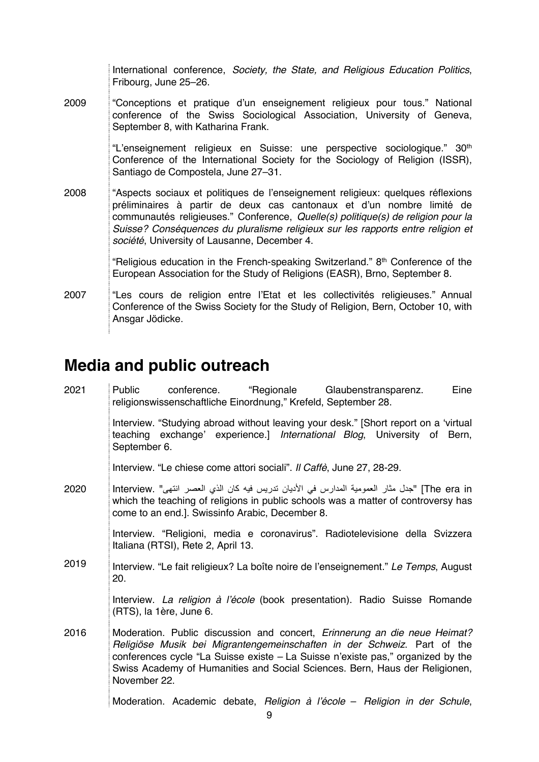International conference, *Society, the State, and Religious Education Politics*, Fribourg, June 25–26.

2009 “Conceptions et pratique d’un enseignement religieux pour tous.” National conference of the Swiss Sociological Association, University of Geneva, September 8, with Katharina Frank.

“L’enseignement religieux en Suisse: une perspective sociologique.” 30th Conference of the International Society for the Sociology of Religion (ISSR), Santiago de Compostela, June 27–31.

2008 “Aspects sociaux et politiques de l’enseignement religieux: quelques réflexions préliminaires à partir de deux cas cantonaux et d’un nombre limité de communautés religieuses.” Conference, *Quelle(s) politique(s) de religion pour la Suisse? Conséquences du pluralisme religieux sur les rapports entre religion et société*, University of Lausanne, December 4.

“Religious education in the French-speaking Switzerland.” 8th Conference of the European Association for the Study of Religions (EASR), Brno, September 8.

2007 “Les cours de religion entre l’Etat et les collectivités religieuses.” Annual Conference of the Swiss Society for the Study of Religion, Bern, October 10, with Ansgar Jödicke.

## Media and public outreach

2021 Public conference. “Regionale Glaubenstransparenz. Eine religionswissenschaftliche Einordnung,” Krefeld, September 28.

Interview. “Studying abroad without leaving your desk.” [Short report on a ‘virtual teaching exchange’ experience.] *International Blog*, University of Bern, September 6.

Interview. “Le chiese come attori sociali”. *Il Caffè*, June 27, 28-29.

2020 Interview. "جدل مثار العمومية المدارس في الأديان تدريس فيه كان الذي العصر انتهى" [The era in which the teaching of religions in public schools was a matter of controversy has come to an end.]. Swissinfo Arabic, December 8.

Interview. “Religioni, media e coronavirus”. Radiotelevisione della Svizzera Italiana (RTSI), Rete 2, April 13.

2019 Interview. “Le fait religieux? La boîte noire de l’enseignement.” *Le Temps*, August 20.

Interview. *La religion à l’école* (book presentation). Radio Suisse Romande (RTS), la 1ère, June 6.

2016 Moderation. Public discussion and concert, *Erinnerung an die neue Heimat? Religiöse Musik bei Migrantengemeinschaften in der Schweiz*. Part of the conferences cycle “La Suisse existe – La Suisse n’existe pas,” organized by the Swiss Academy of Humanities and Social Sciences. Bern, Haus der Religionen, November 22.

Moderation. Academic debate, *Religion à l’école – Religion in der Schule*,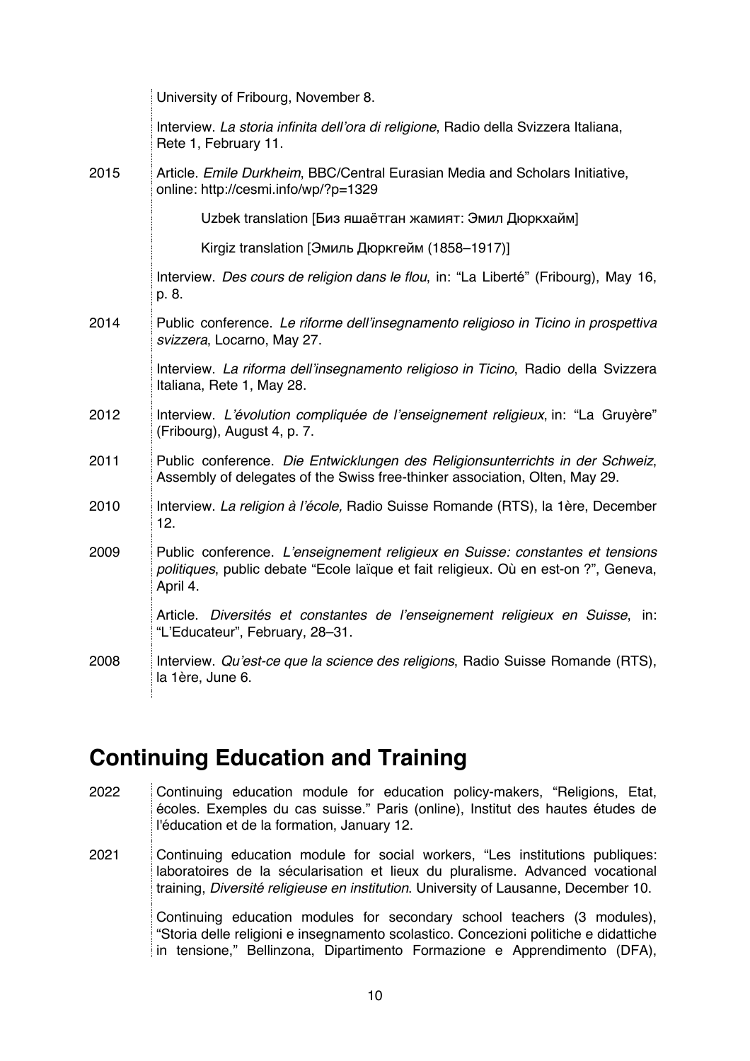University of Fribourg, November 8.

Interview. *La storia infinita dell'ora di religione*, Radio della Svizzera Italiana, Rete 1, February 11.

2015 Article. *Emile Durkheim*, BBC/Central Eurasian Media and Scholars Initiative, online: http://cesmi.info/wp/?p=1329

Uzbek translation [Биз яшаётган жамият: Эмил Дюркхайм]

Kirgiz translation [Эмиль Дюркгейм (1858–1917)]

Interview. *Des cours de religion dans le flou*, in: "La Liberté" (Fribourg), May 16, p. 8.

2014 Public conference. *Le riforme dell'insegnamento religioso in Ticino in prospettiva svizzera*, Locarno, May 27.

Interview. *La riforma dell'insegnamento religioso in Ticino*, Radio della Svizzera Italiana, Rete 1, May 28.

2012 Interview. *L'évolution compliquée de l'enseignement religieux*, in: "La Gruyère" (Fribourg), August 4, p. 7.

2011 Public conference. *Die Entwicklungen des Religionsunterrichts in der Schweiz*, Assembly of delegates of the Swiss free-thinker association, Olten, May 29.

2010 Interview. *La religion à l'école,* Radio Suisse Romande (RTS), la 1ère, December 12.

2009 Public conference. *L'enseignement religieux en Suisse: constantes et tensions politiques*, public debate "Ecole laïque et fait religieux. Où en est-on ?", Geneva, April 4.

Article. *Diversités et constantes de l'enseignement religieux en Suisse*, in: "L'Educateur", February, 28–31.

2008 Interview. *Qu'est-ce que la science des religions*, Radio Suisse Romande (RTS), la 1ère, June 6.

## Continuing Education and Training

2022 Continuing education module for education policy-makers, "Religions, Etat, écoles. Exemples du cas suisse." Paris (online), Institut des hautes études de l'éducation et de la formation, January 12.

2021 Continuing education module for social workers, "Les institutions publiques: laboratoires de la sécularisation et lieux du pluralisme. Advanced vocational training, *Diversité religieuse en institution*. University of Lausanne, December 10.

Continuing education modules for secondary school teachers (3 modules), "Storia delle religioni e insegnamento scolastico. Concezioni politiche e didattiche in tensione," Bellinzona, Dipartimento Formazione e Apprendimento (DFA),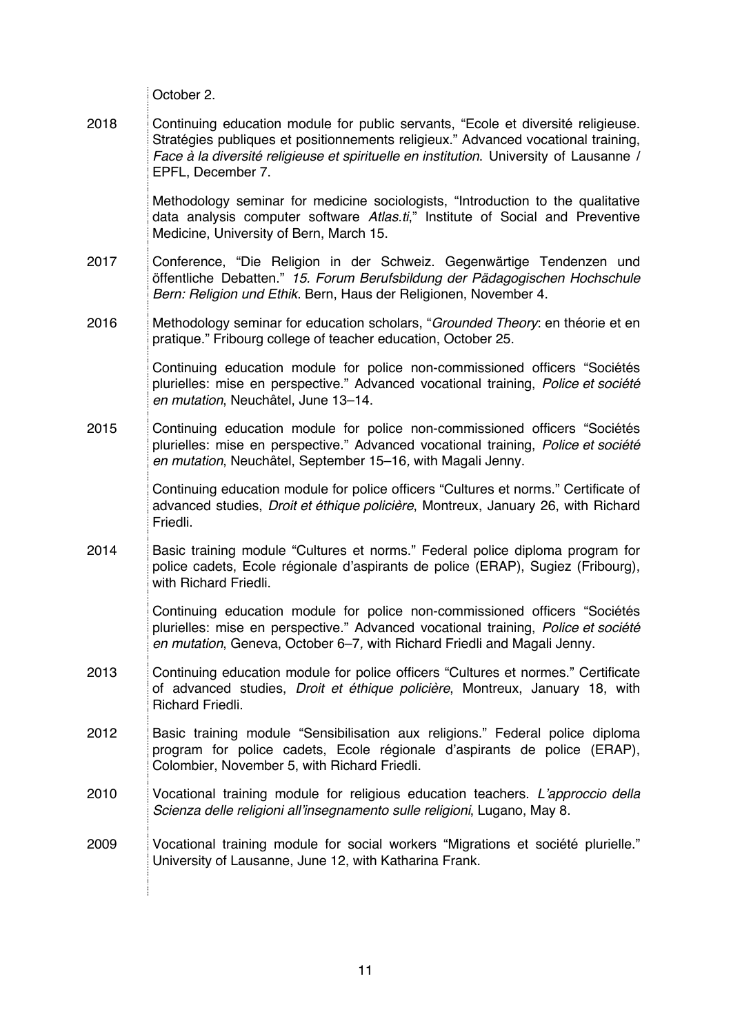October 2.

2018 Continuing education module for public servants, "Ecole et diversité religieuse. Stratégies publiques et positionnements religieux." Advanced vocational training, *Face à la diversité religieuse et spirituelle en institution*. University of Lausanne / EPFL, December 7.

Methodology seminar for medicine sociologists, "Introduction to the qualitative data analysis computer software *Atlas.ti*," Institute of Social and Preventive Medicine, University of Bern, March 15.

2017 Conference, "Die Religion in der Schweiz. Gegenwärtige Tendenzen und öffentliche Debatten." *15. Forum Berufsbildung der Pädagogischen Hochschule Bern: Religion und Ethik*. Bern, Haus der Religionen, November 4.

2016 Methodology seminar for education scholars, "*Grounded Theory*: en théorie et en pratique." Fribourg college of teacher education, October 25.

Continuing education module for police non-commissioned officers "Sociétés plurielles: mise en perspective." Advanced vocational training, *Police et société en mutation*, Neuchâtel, June 13–14.

2015 Continuing education module for police non-commissioned officers "Sociétés plurielles: mise en perspective." Advanced vocational training, *Police et société en mutation*, Neuchâtel, September 15–16, with Magali Jenny.

Continuing education module for police officers "Cultures et norms." Certificate of advanced studies, *Droit et éthique policière*, Montreux, January 26, with Richard Friedli.

2014 Basic training module "Cultures et norms." Federal police diploma program for police cadets, Ecole régionale d'aspirants de police (ERAP), Sugiez (Fribourg), with Richard Friedli.

Continuing education module for police non-commissioned officers "Sociétés plurielles: mise en perspective." Advanced vocational training, *Police et société en mutation*, Geneva, October 6–7, with Richard Friedli and Magali Jenny.

2013 Continuing education module for police officers "Cultures et normes." Certificate of advanced studies, *Droit et éthique policière*, Montreux, January 18, with Richard Friedli.

2012 Basic training module "Sensibilisation aux religions." Federal police diploma program for police cadets, Ecole régionale d'aspirants de police (ERAP), Colombier, November 5, with Richard Friedli.

2010 Vocational training module for religious education teachers. *L'approccio della Scienza delle religioni all'insegnamento sulle religioni*, Lugano, May 8.

2009 Vocational training module for social workers "Migrations et société plurielle." University of Lausanne, June 12, with Katharina Frank.